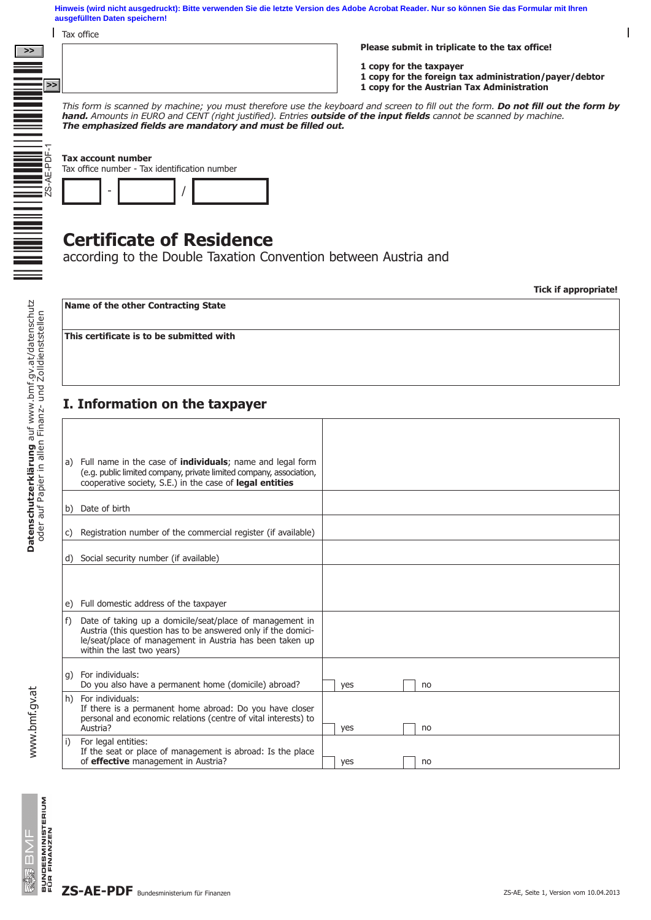**Hinweis (wird nicht ausgedruckt): Bitte verwenden Sie die letzte Version des Adobe Acrobat Reader. Nur so können Sie das Formular mit Ihren ausgefüllten Daten speichern!**

Tax office

**Please submit in triplicate to the tax office!**

**1 copy for the taxpayer**
**1 copy for the foreign tax administration/payer/debtor**
**1 copy for the Austrian Tax Administration**

*This form is scanned by machine; you must therefore use the keyboard and screen to fill out the form.* ***Do not fill out the form by hand.*** *Amounts in EURO and CENT (right justified). Entries* ***outside of the input fields*** *cannot be scanned by machine.*
***The emphasized fields are mandatory and must be filled out.***

**Tax account number**
Tax office number - Tax identification number

\_\_\_\_ - \_\_\_\_ / \_\_\_\_

# Certificate of Residence

according to the Double Taxation Convention between Austria and

**Tick if appropriate!**

| |
|---|
| **Name of the other Contracting State** |
| **This certificate is to be submitted with** |

## I. Information on the taxpayer

| | |
|---|---|
| a) Full name in the case of **individuals**; name and legal form (e.g. public limited company, private limited company, association, cooperative society, S.E.) in the case of **legal entities** | |
| b) Date of birth | |
| c) Registration number of the commercial register (if available) | |
| d) Social security number (if available) | |
| e) Full domestic address of the taxpayer | |
| f) Date of taking up a domicile/seat/place of management in Austria (this question has to be answered only if the domicile/seat/place of management in Austria has been taken up within the last two years) | |
| g) For individuals: Do you also have a permanent home (domicile) abroad? | ☐ yes ☐ no |
| h) For individuals: If there is a permanent home abroad: Do you have closer personal and economic relations (centre of vital interests) to Austria? | ☐ yes ☐ no |
| i) For legal entities: If the seat or place of management is abroad: Is the place of **effective** management in Austria? | ☐ yes ☐ no |

**Datenschutzerklärung** auf www.bmf.gv.at/datenschutz oder auf Papier in allen Finanz- und Zolldienststellen

www.bmf.gv.at

**ZS-AE-PDF** Bundesministerium für Finanzen

ZS-AE, Seite 1, Version vom 10.04.2013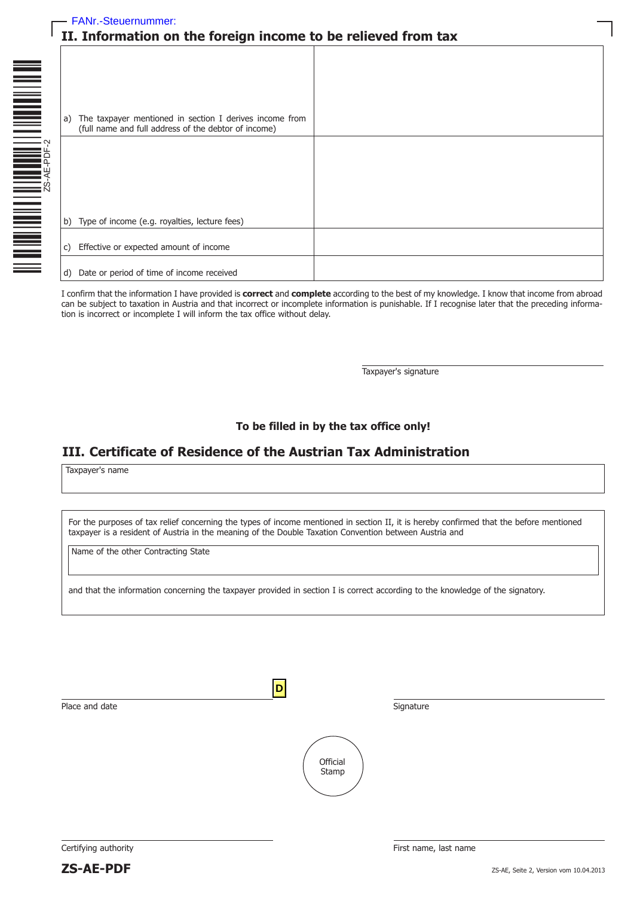FANr.-Steuernummer:

## II. Information on the foreign income to be relieved from tax

| | |
|---|---|
| a) The taxpayer mentioned in section I derives income from (full name and full address of the debtor of income) | |
| b) Type of income (e.g. royalties, lecture fees) | |
| c) Effective or expected amount of income | |
| d) Date or period of time of income received | |

I confirm that the information I have provided is **correct** and **complete** according to the best of my knowledge. I know that income from abroad can be subject to taxation in Austria and that incorrect or incomplete information is punishable. If I recognise later that the preceding information is incorrect or incomplete I will inform the tax office without delay.

Taxpayer's signature

**To be filled in by the tax office only!**

## III. Certificate of Residence of the Austrian Tax Administration

Taxpayer's name

For the purposes of tax relief concerning the types of income mentioned in section II, it is hereby confirmed that the before mentioned taxpayer is a resident of Austria in the meaning of the Double Taxation Convention between Austria and

Name of the other Contracting State

and that the information concerning the taxpayer provided in section I is correct according to the knowledge of the signatory.

D

Place and date

Signature

Official Stamp

Certifying authority

First name, last name

**ZS-AE-PDF**